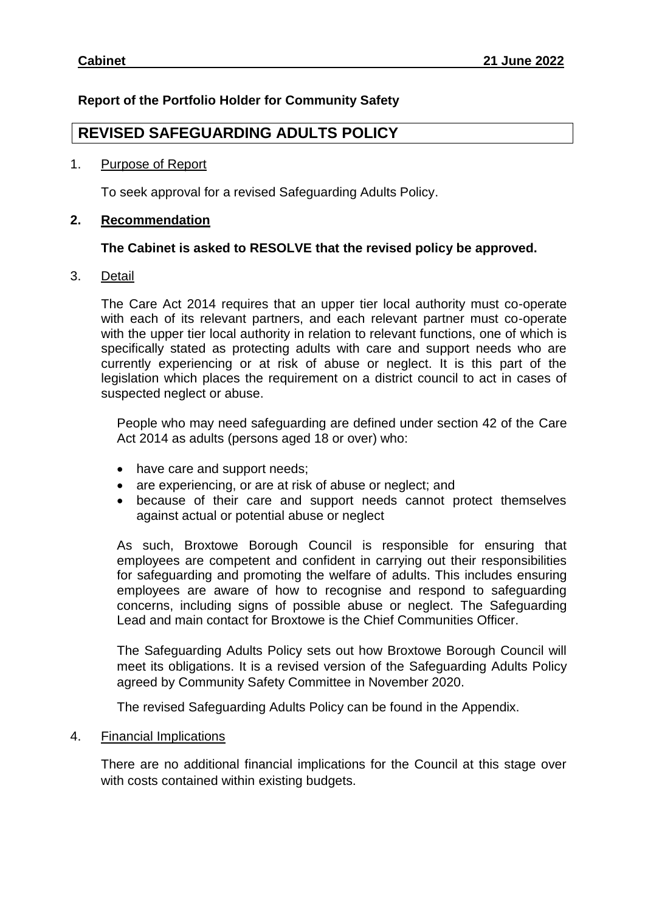**Cabinet** **21 June 2022**

**Report of the Portfolio Holder for Community Safety**

# REVISED SAFEGUARDING ADULTS POLICY

1. Purpose of Report

   To seek approval for a revised Safeguarding Adults Policy.

2. **Recommendation**

   **The Cabinet is asked to RESOLVE that the revised policy be approved.**

3. Detail

   The Care Act 2014 requires that an upper tier local authority must co-operate with each of its relevant partners, and each relevant partner must co-operate with the upper tier local authority in relation to relevant functions, one of which is specifically stated as protecting adults with care and support needs who are currently experiencing or at risk of abuse or neglect. It is this part of the legislation which places the requirement on a district council to act in cases of suspected neglect or abuse.

   People who may need safeguarding are defined under section 42 of the Care Act 2014 as adults (persons aged 18 or over) who:

   - have care and support needs;
   - are experiencing, or are at risk of abuse or neglect; and
   - because of their care and support needs cannot protect themselves against actual or potential abuse or neglect

   As such, Broxtowe Borough Council is responsible for ensuring that employees are competent and confident in carrying out their responsibilities for safeguarding and promoting the welfare of adults. This includes ensuring employees are aware of how to recognise and respond to safeguarding concerns, including signs of possible abuse or neglect. The Safeguarding Lead and main contact for Broxtowe is the Chief Communities Officer.

   The Safeguarding Adults Policy sets out how Broxtowe Borough Council will meet its obligations. It is a revised version of the Safeguarding Adults Policy agreed by Community Safety Committee in November 2020.

   The revised Safeguarding Adults Policy can be found in the Appendix.

4. Financial Implications

   There are no additional financial implications for the Council at this stage over with costs contained within existing budgets.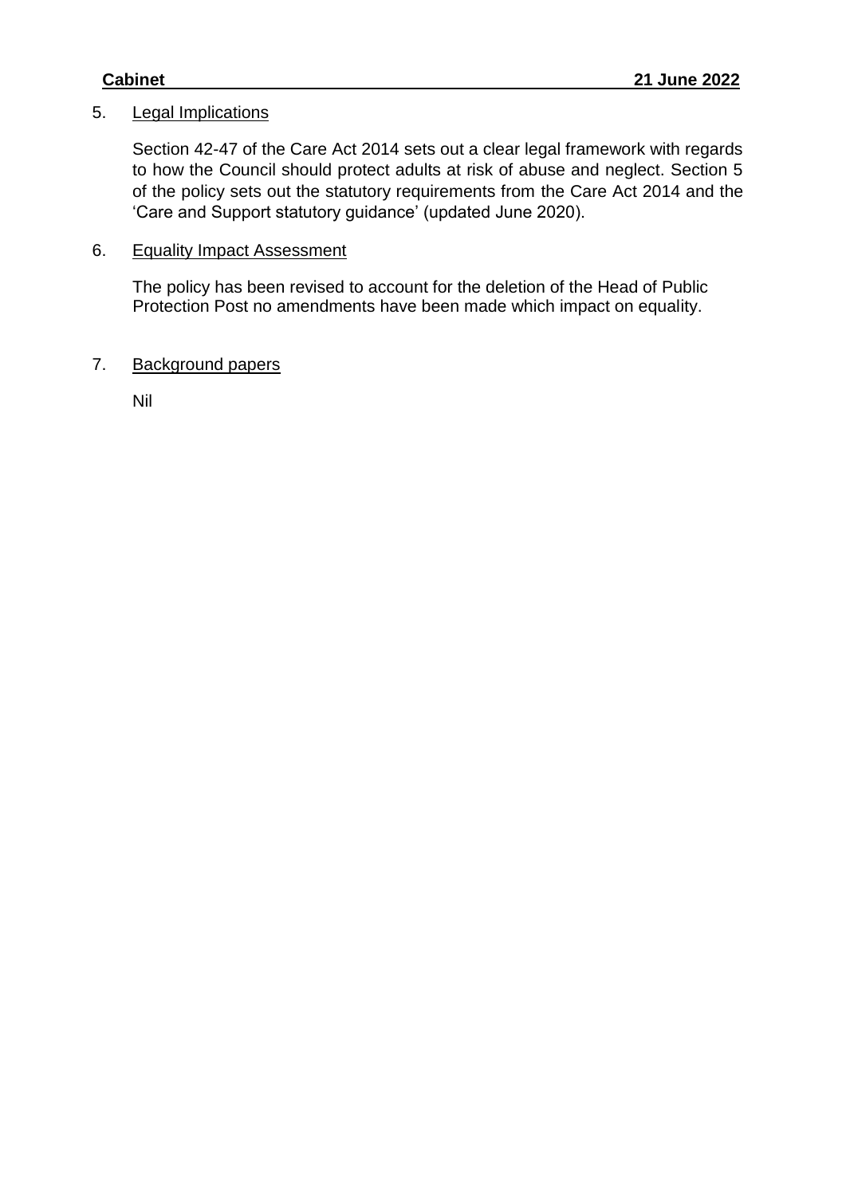5. Legal Implications

   Section 42-47 of the Care Act 2014 sets out a clear legal framework with regards to how the Council should protect adults at risk of abuse and neglect. Section 5 of the policy sets out the statutory requirements from the Care Act 2014 and the 'Care and Support statutory guidance' (updated June 2020).

6. Equality Impact Assessment

   The policy has been revised to account for the deletion of the Head of Public Protection Post no amendments have been made which impact on equality.

7. Background papers

   Nil